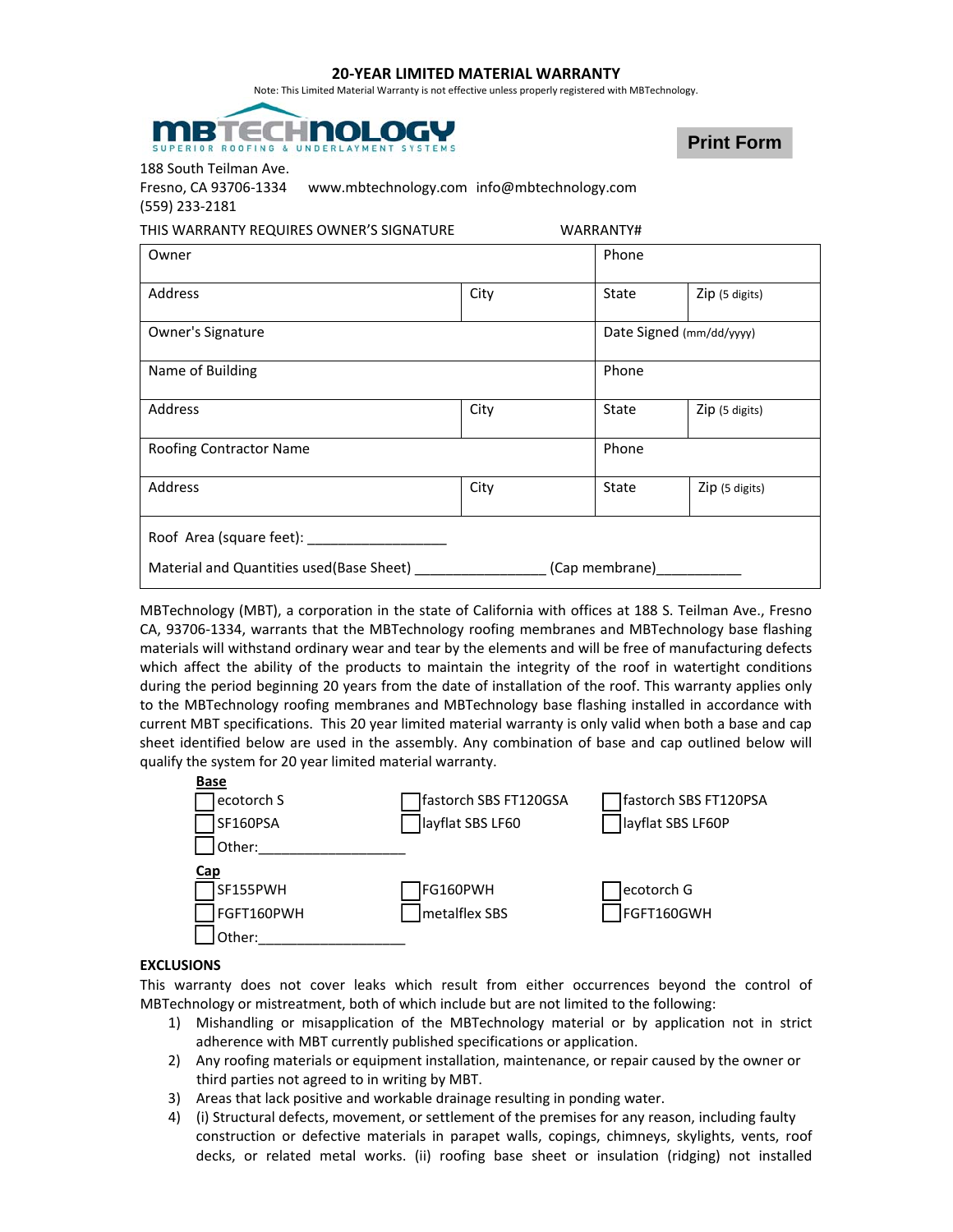# 20-YEAR LIMITED MATERIAL WARRANTY

Note: This Limited Material Warranty is not effective unless properly registered with MBTechnology.

MBTECHNOLOGY
SUPERIOR ROOFING & UNDERLAYMENT SYSTEMS

Print Form

188 South Teilman Ave.
Fresno, CA 93706-1334 www.mbtechnology.com info@mbtechnology.com
(559) 233-2181

THIS WARRANTY REQUIRES OWNER'S SIGNATURE WARRANTY#

| Owner | | Phone | |
|---|---|---|---|
| Address | City | State | Zip (5 digits) |
| Owner's Signature | | Date Signed (mm/dd/yyyy) | |
| Name of Building | | Phone | |
| Address | City | State | Zip (5 digits) |
| Roofing Contractor Name | | Phone | |
| Address | City | State | Zip (5 digits) |

Roof Area (square feet): ___________________

Material and Quantities used(Base Sheet) _________________ (Cap membrane)___________

MBTechnology (MBT), a corporation in the state of California with offices at 188 S. Teilman Ave., Fresno CA, 93706-1334, warrants that the MBTechnology roofing membranes and MBTechnology base flashing materials will withstand ordinary wear and tear by the elements and will be free of manufacturing defects which affect the ability of the products to maintain the integrity of the roof in watertight conditions during the period beginning 20 years from the date of installation of the roof. This warranty applies only to the MBTechnology roofing membranes and MBTechnology base flashing installed in accordance with current MBT specifications. This 20 year limited material warranty is only valid when both a base and cap sheet identified below are used in the assembly. Any combination of base and cap outlined below will qualify the system for 20 year limited material warranty.

**Base**

- ☐ ecotorch S
- ☐ fastorch SBS FT120GSA
- ☐ fastorch SBS FT120PSA
- ☐ SF160PSA
- ☐ layflat SBS LF60
- ☐ layflat SBS LF60P
- ☐ Other:___________________

**Cap**

- ☐ SF155PWH
- ☐ FG160PWH
- ☐ ecotorch G
- ☐ FGFT160PWH
- ☐ metalflex SBS
- ☐ FGFT160GWH
- ☐ Other:___________________

**EXCLUSIONS**

This warranty does not cover leaks which result from either occurrences beyond the control of MBTechnology or mistreatment, both of which include but are not limited to the following:

1) Mishandling or misapplication of the MBTechnology material or by application not in strict adherence with MBT currently published specifications or application.
2) Any roofing materials or equipment installation, maintenance, or repair caused by the owner or third parties not agreed to in writing by MBT.
3) Areas that lack positive and workable drainage resulting in ponding water.
4) (i) Structural defects, movement, or settlement of the premises for any reason, including faulty construction or defective materials in parapet walls, copings, chimneys, skylights, vents, roof decks, or related metal works. (ii) roofing base sheet or insulation (ridging) not installed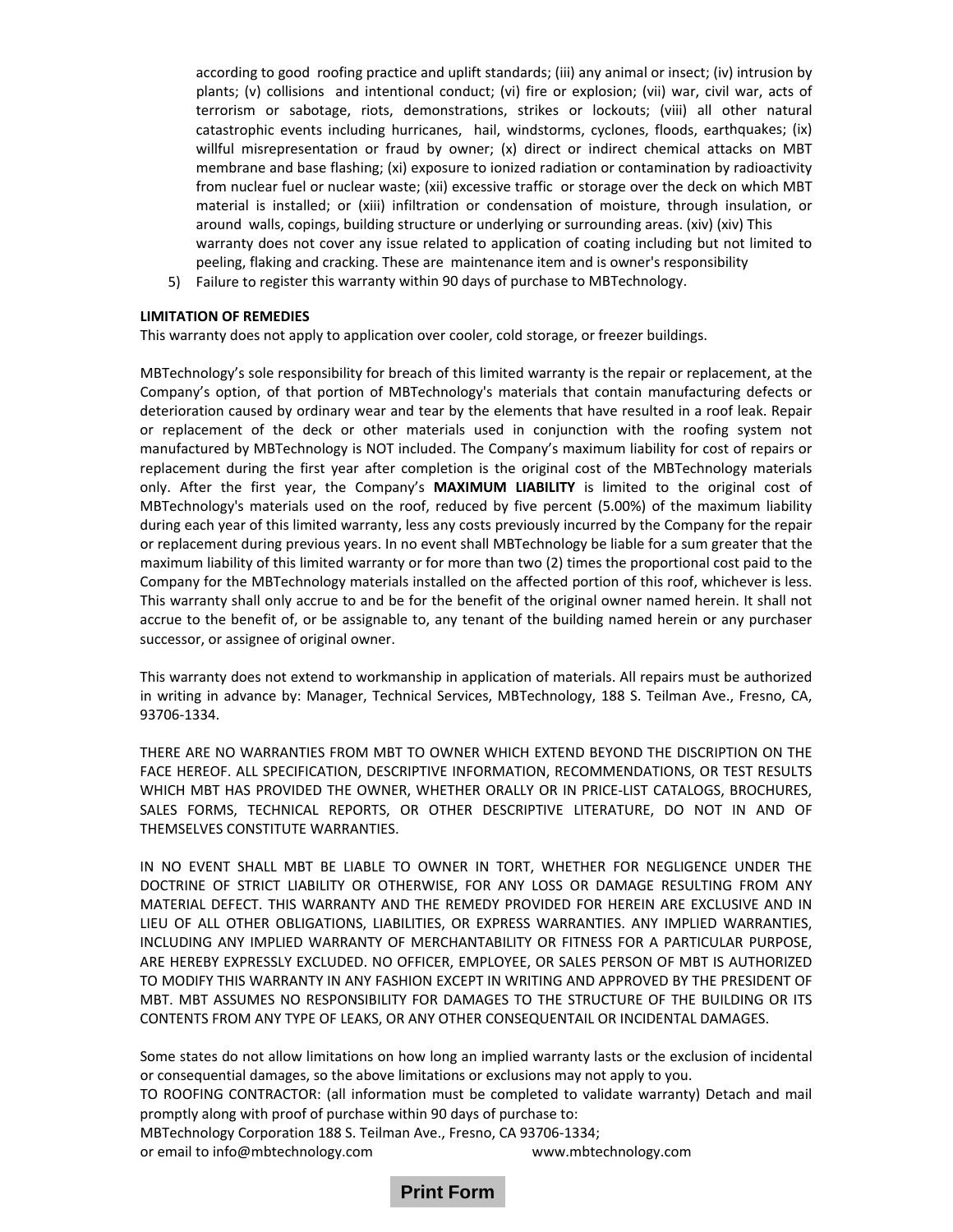according to good roofing practice and uplift standards; (iii) any animal or insect; (iv) intrusion by plants; (v) collisions and intentional conduct; (vi) fire or explosion; (vii) war, civil war, acts of terrorism or sabotage, riots, demonstrations, strikes or lockouts; (viii) all other natural catastrophic events including hurricanes, hail, windstorms, cyclones, floods, earthquakes; (ix) willful misrepresentation or fraud by owner; (x) direct or indirect chemical attacks on MBT membrane and base flashing; (xi) exposure to ionized radiation or contamination by radioactivity from nuclear fuel or nuclear waste; (xii) excessive traffic or storage over the deck on which MBT material is installed; or (xiii) infiltration or condensation of moisture, through insulation, or around walls, copings, building structure or underlying or surrounding areas. (xiv) (xiv) This warranty does not cover any issue related to application of coating including but not limited to peeling, flaking and cracking. These are maintenance item and is owner's responsibility

5) Failure to register this warranty within 90 days of purchase to MBTechnology.

**LIMITATION OF REMEDIES**

This warranty does not apply to application over cooler, cold storage, or freezer buildings.

MBTechnology's sole responsibility for breach of this limited warranty is the repair or replacement, at the Company's option, of that portion of MBTechnology's materials that contain manufacturing defects or deterioration caused by ordinary wear and tear by the elements that have resulted in a roof leak. Repair or replacement of the deck or other materials used in conjunction with the roofing system not manufactured by MBTechnology is NOT included. The Company's maximum liability for cost of repairs or replacement during the first year after completion is the original cost of the MBTechnology materials only. After the first year, the Company's **MAXIMUM LIABILITY** is limited to the original cost of MBTechnology's materials used on the roof, reduced by five percent (5.00%) of the maximum liability during each year of this limited warranty, less any costs previously incurred by the Company for the repair or replacement during previous years. In no event shall MBTechnology be liable for a sum greater that the maximum liability of this limited warranty or for more than two (2) times the proportional cost paid to the Company for the MBTechnology materials installed on the affected portion of this roof, whichever is less. This warranty shall only accrue to and be for the benefit of the original owner named herein. It shall not accrue to the benefit of, or be assignable to, any tenant of the building named herein or any purchaser successor, or assignee of original owner.

This warranty does not extend to workmanship in application of materials. All repairs must be authorized in writing in advance by: Manager, Technical Services, MBTechnology, 188 S. Teilman Ave., Fresno, CA, 93706-1334.

THERE ARE NO WARRANTIES FROM MBT TO OWNER WHICH EXTEND BEYOND THE DISCRIPTION ON THE FACE HEREOF. ALL SPECIFICATION, DESCRIPTIVE INFORMATION, RECOMMENDATIONS, OR TEST RESULTS WHICH MBT HAS PROVIDED THE OWNER, WHETHER ORALLY OR IN PRICE-LIST CATALOGS, BROCHURES, SALES FORMS, TECHNICAL REPORTS, OR OTHER DESCRIPTIVE LITERATURE, DO NOT IN AND OF THEMSELVES CONSTITUTE WARRANTIES.

IN NO EVENT SHALL MBT BE LIABLE TO OWNER IN TORT, WHETHER FOR NEGLIGENCE UNDER THE DOCTRINE OF STRICT LIABILITY OR OTHERWISE, FOR ANY LOSS OR DAMAGE RESULTING FROM ANY MATERIAL DEFECT. THIS WARRANTY AND THE REMEDY PROVIDED FOR HEREIN ARE EXCLUSIVE AND IN LIEU OF ALL OTHER OBLIGATIONS, LIABILITIES, OR EXPRESS WARRANTIES. ANY IMPLIED WARRANTIES, INCLUDING ANY IMPLIED WARRANTY OF MERCHANTABILITY OR FITNESS FOR A PARTICULAR PURPOSE, ARE HEREBY EXPRESSLY EXCLUDED. NO OFFICER, EMPLOYEE, OR SALES PERSON OF MBT IS AUTHORIZED TO MODIFY THIS WARRANTY IN ANY FASHION EXCEPT IN WRITING AND APPROVED BY THE PRESIDENT OF MBT. MBT ASSUMES NO RESPONSIBILITY FOR DAMAGES TO THE STRUCTURE OF THE BUILDING OR ITS CONTENTS FROM ANY TYPE OF LEAKS, OR ANY OTHER CONSEQUENTAIL OR INCIDENTAL DAMAGES.

Some states do not allow limitations on how long an implied warranty lasts or the exclusion of incidental or consequential damages, so the above limitations or exclusions may not apply to you.

TO ROOFING CONTRACTOR: (all information must be completed to validate warranty) Detach and mail promptly along with proof of purchase within 90 days of purchase to:

MBTechnology Corporation 188 S. Teilman Ave., Fresno, CA 93706-1334;

or email to info@mbtechnology.com www.mbtechnology.com

Print Form